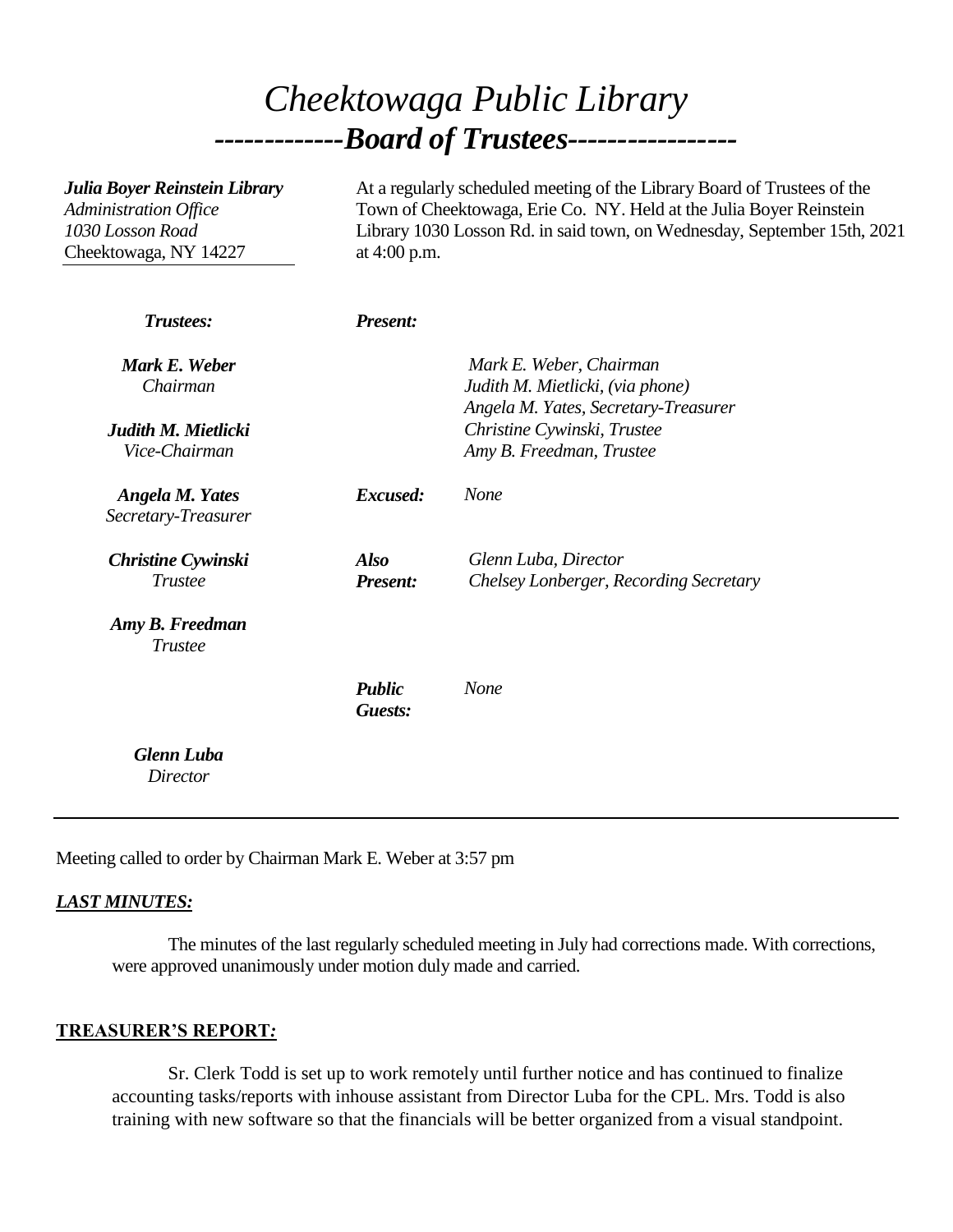# *Cheektowaga Public Library*

## ***-------------Board of Trustees-----------------***

***Julia Boyer Reinstein Library***
*Administration Office*
*1030 Losson Road*
Cheektowaga, NY 14227

At a regularly scheduled meeting of the Library Board of Trustees of the Town of Cheektowaga, Erie Co. NY. Held at the Julia Boyer Reinstein Library 1030 Losson Rd. in said town, on Wednesday, September 15th, 2021 at 4:00 p.m.

***Trustees:***

***Mark E. Weber***
*Chairman*

***Judith M. Mietlicki***
*Vice-Chairman*

***Angela M. Yates***
*Secretary-Treasurer*

***Christine Cywinski***
*Trustee*

***Amy B. Freedman***
*Trustee*

***Glenn Luba***
*Director*

***Present:***
*Mark E. Weber, Chairman*
*Judith M. Mietlicki, (via phone)*
*Angela M. Yates, Secretary-Treasurer*
*Christine Cywinski, Trustee*
*Amy B. Freedman, Trustee*

***Excused:*** *None*

***Also Present:***
*Glenn Luba, Director*
*Chelsey Lonberger, Recording Secretary*

***Public Guests:*** *None*

---

Meeting called to order by Chairman Mark E. Weber at 3:57 pm

***LAST MINUTES:***

The minutes of the last regularly scheduled meeting in July had corrections made. With corrections, were approved unanimously under motion duly made and carried.

**TREASURER'S REPORT*:***

Sr. Clerk Todd is set up to work remotely until further notice and has continued to finalize accounting tasks/reports with inhouse assistant from Director Luba for the CPL. Mrs. Todd is also training with new software so that the financials will be better organized from a visual standpoint.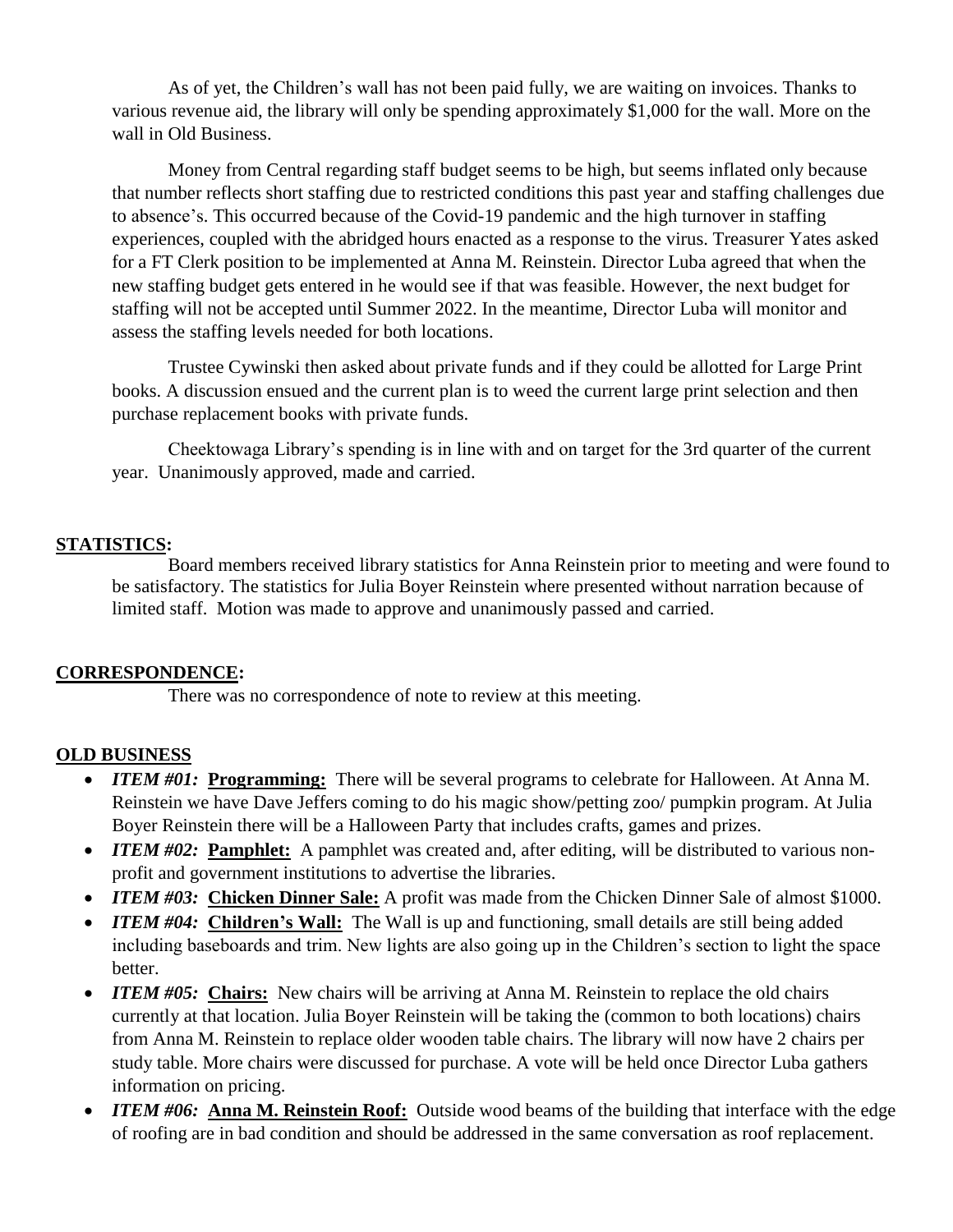As of yet, the Children's wall has not been paid fully, we are waiting on invoices. Thanks to various revenue aid, the library will only be spending approximately $1,000 for the wall. More on the wall in Old Business.

Money from Central regarding staff budget seems to be high, but seems inflated only because that number reflects short staffing due to restricted conditions this past year and staffing challenges due to absence's. This occurred because of the Covid-19 pandemic and the high turnover in staffing experiences, coupled with the abridged hours enacted as a response to the virus. Treasurer Yates asked for a FT Clerk position to be implemented at Anna M. Reinstein. Director Luba agreed that when the new staffing budget gets entered in he would see if that was feasible. However, the next budget for staffing will not be accepted until Summer 2022. In the meantime, Director Luba will monitor and assess the staffing levels needed for both locations.

Trustee Cywinski then asked about private funds and if they could be allotted for Large Print books. A discussion ensued and the current plan is to weed the current large print selection and then purchase replacement books with private funds.

Cheektowaga Library's spending is in line with and on target for the 3rd quarter of the current year. Unanimously approved, made and carried.

**STATISTICS:**

Board members received library statistics for Anna Reinstein prior to meeting and were found to be satisfactory. The statistics for Julia Boyer Reinstein where presented without narration because of limited staff. Motion was made to approve and unanimously passed and carried.

**CORRESPONDENCE:**

There was no correspondence of note to review at this meeting.

**OLD BUSINESS**

- ***ITEM #01:*** **Programming:** There will be several programs to celebrate for Halloween. At Anna M. Reinstein we have Dave Jeffers coming to do his magic show/petting zoo/ pumpkin program. At Julia Boyer Reinstein there will be a Halloween Party that includes crafts, games and prizes.
- ***ITEM #02:*** **Pamphlet:** A pamphlet was created and, after editing, will be distributed to various non-profit and government institutions to advertise the libraries.
- ***ITEM #03:*** **Chicken Dinner Sale:** A profit was made from the Chicken Dinner Sale of almost $1000.
- ***ITEM #04:*** **Children's Wall:** The Wall is up and functioning, small details are still being added including baseboards and trim. New lights are also going up in the Children's section to light the space better.
- ***ITEM #05:*** **Chairs:** New chairs will be arriving at Anna M. Reinstein to replace the old chairs currently at that location. Julia Boyer Reinstein will be taking the (common to both locations) chairs from Anna M. Reinstein to replace older wooden table chairs. The library will now have 2 chairs per study table. More chairs were discussed for purchase. A vote will be held once Director Luba gathers information on pricing.
- ***ITEM #06:*** **Anna M. Reinstein Roof:** Outside wood beams of the building that interface with the edge of roofing are in bad condition and should be addressed in the same conversation as roof replacement.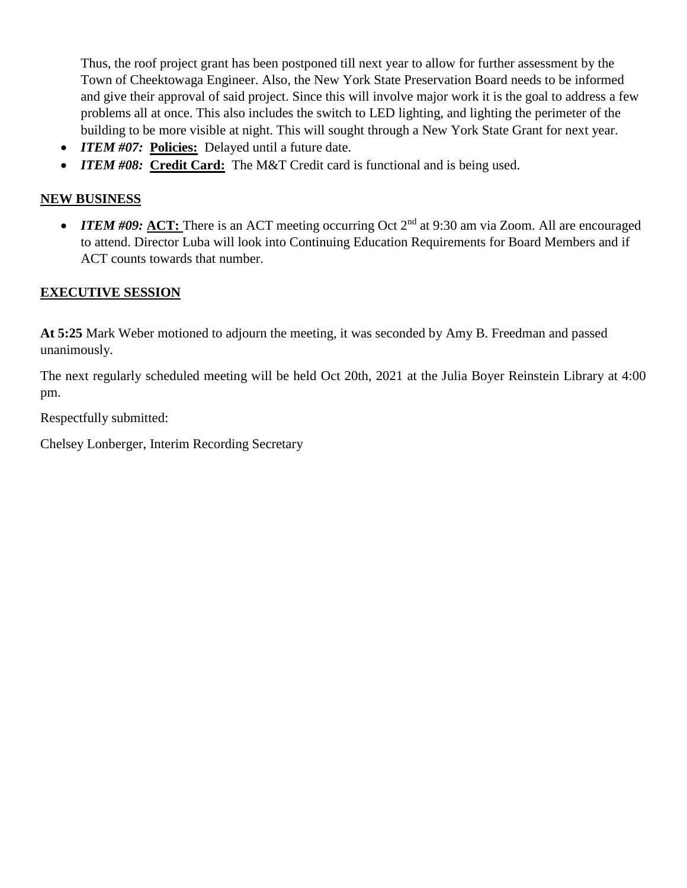Thus, the roof project grant has been postponed till next year to allow for further assessment by the Town of Cheektowaga Engineer. Also, the New York State Preservation Board needs to be informed and give their approval of said project. Since this will involve major work it is the goal to address a few problems all at once. This also includes the switch to LED lighting, and lighting the perimeter of the building to be more visible at night. This will sought through a New York State Grant for next year.

- ***ITEM #07:*** **Policies:** Delayed until a future date.
- ***ITEM #08:*** **Credit Card:** The M&T Credit card is functional and is being used.

## NEW BUSINESS

- ***ITEM #09:*** **ACT:** There is an ACT meeting occurring Oct 2nd at 9:30 am via Zoom. All are encouraged to attend. Director Luba will look into Continuing Education Requirements for Board Members and if ACT counts towards that number.

## EXECUTIVE SESSION

**At 5:25** Mark Weber motioned to adjourn the meeting, it was seconded by Amy B. Freedman and passed unanimously.

The next regularly scheduled meeting will be held Oct 20th, 2021 at the Julia Boyer Reinstein Library at 4:00 pm.

Respectfully submitted:

Chelsey Lonberger, Interim Recording Secretary